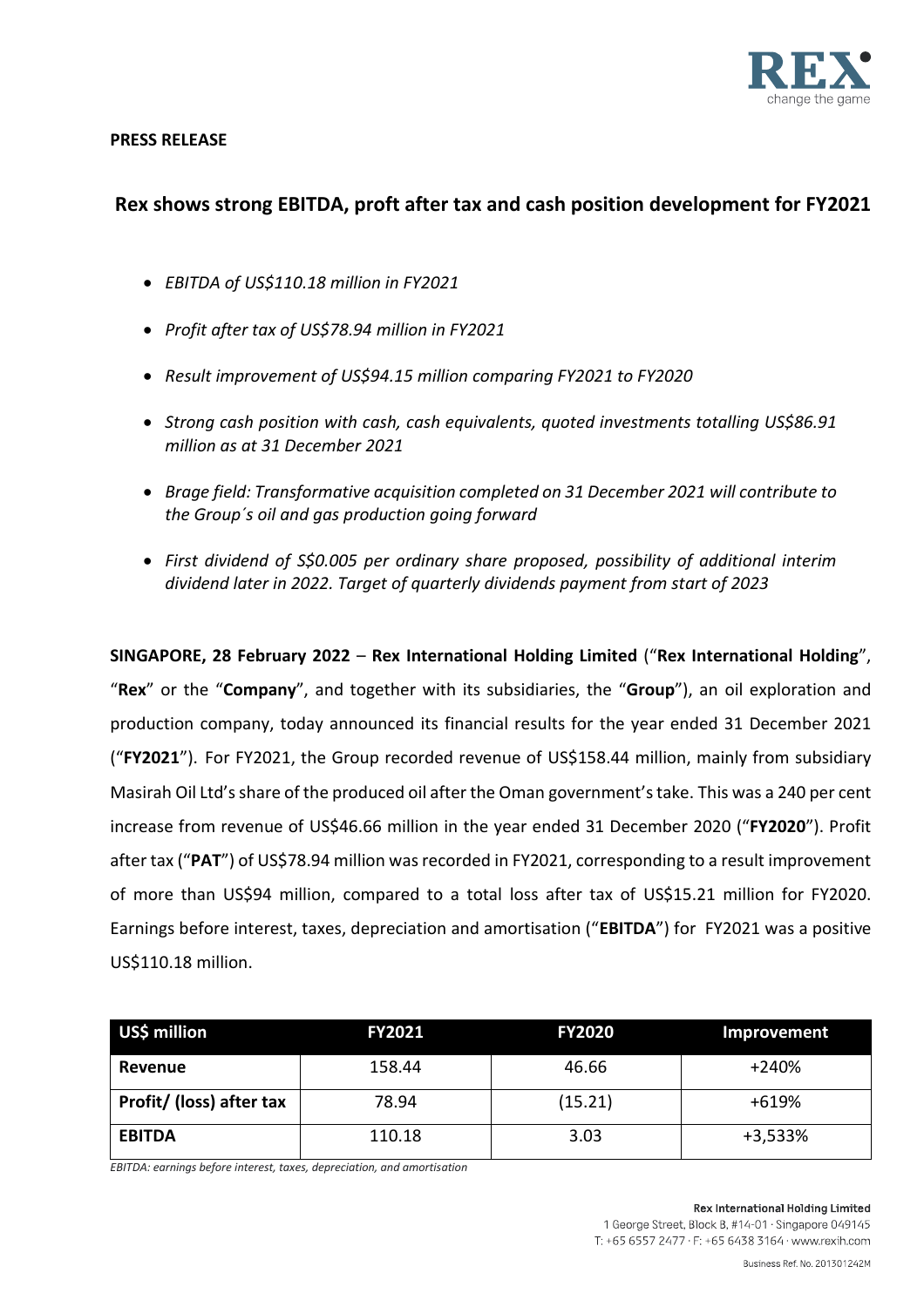**PRESS RELEASE**

# Rex shows strong EBITDA, proft after tax and cash position development for FY2021

- *EBITDA of US$110.18 million in FY2021*
- *Profit after tax of US$78.94 million in FY2021*
- *Result improvement of US$94.15 million comparing FY2021 to FY2020*
- *Strong cash position with cash, cash equivalents, quoted investments totalling US$86.91 million as at 31 December 2021*
- *Brage field: Transformative acquisition completed on 31 December 2021 will contribute to the Group´s oil and gas production going forward*
- *First dividend of S$0.005 per ordinary share proposed, possibility of additional interim dividend later in 2022. Target of quarterly dividends payment from start of 2023*

**SINGAPORE, 28 February 2022** – **Rex International Holding Limited** ("**Rex International Holding**", "**Rex**" or the "**Company**", and together with its subsidiaries, the "**Group**"), an oil exploration and production company, today announced its financial results for the year ended 31 December 2021 ("**FY2021**"). For FY2021, the Group recorded revenue of US$158.44 million, mainly from subsidiary Masirah Oil Ltd's share of the produced oil after the Oman government's take. This was a 240 per cent increase from revenue of US$46.66 million in the year ended 31 December 2020 ("**FY2020**"). Profit after tax ("**PAT**") of US$78.94 million was recorded in FY2021, corresponding to a result improvement of more than US$94 million, compared to a total loss after tax of US$15.21 million for FY2020. Earnings before interest, taxes, depreciation and amortisation ("**EBITDA**") for FY2021 was a positive US$110.18 million.

| US$ million | FY2021 | FY2020 | Improvement |
|---|---|---|---|
| **Revenue** | 158.44 | 46.66 | +240% |
| **Profit/ (loss) after tax** | 78.94 | (15.21) | +619% |
| **EBITDA** | 110.18 | 3.03 | +3,533% |

*EBITDA: earnings before interest, taxes, depreciation, and amortisation*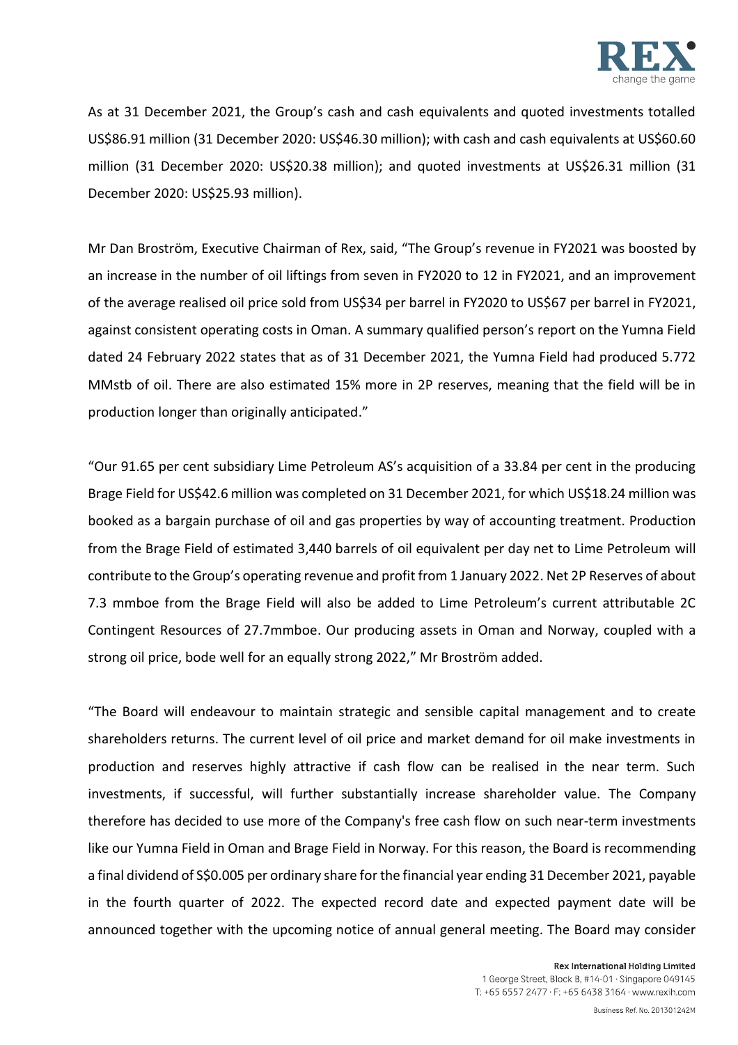As at 31 December 2021, the Group's cash and cash equivalents and quoted investments totalled US$86.91 million (31 December 2020: US$46.30 million); with cash and cash equivalents at US$60.60 million (31 December 2020: US$20.38 million); and quoted investments at US$26.31 million (31 December 2020: US$25.93 million).

Mr Dan Broström, Executive Chairman of Rex, said, "The Group's revenue in FY2021 was boosted by an increase in the number of oil liftings from seven in FY2020 to 12 in FY2021, and an improvement of the average realised oil price sold from US$34 per barrel in FY2020 to US$67 per barrel in FY2021, against consistent operating costs in Oman. A summary qualified person's report on the Yumna Field dated 24 February 2022 states that as of 31 December 2021, the Yumna Field had produced 5.772 MMstb of oil. There are also estimated 15% more in 2P reserves, meaning that the field will be in production longer than originally anticipated."

"Our 91.65 per cent subsidiary Lime Petroleum AS's acquisition of a 33.84 per cent in the producing Brage Field for US$42.6 million was completed on 31 December 2021, for which US$18.24 million was booked as a bargain purchase of oil and gas properties by way of accounting treatment. Production from the Brage Field of estimated 3,440 barrels of oil equivalent per day net to Lime Petroleum will contribute to the Group's operating revenue and profit from 1 January 2022. Net 2P Reserves of about 7.3 mmboe from the Brage Field will also be added to Lime Petroleum's current attributable 2C Contingent Resources of 27.7mmboe. Our producing assets in Oman and Norway, coupled with a strong oil price, bode well for an equally strong 2022," Mr Broström added.

"The Board will endeavour to maintain strategic and sensible capital management and to create shareholders returns. The current level of oil price and market demand for oil make investments in production and reserves highly attractive if cash flow can be realised in the near term. Such investments, if successful, will further substantially increase shareholder value. The Company therefore has decided to use more of the Company's free cash flow on such near-term investments like our Yumna Field in Oman and Brage Field in Norway. For this reason, the Board is recommending a final dividend of S$0.005 per ordinary share for the financial year ending 31 December 2021, payable in the fourth quarter of 2022. The expected record date and expected payment date will be announced together with the upcoming notice of annual general meeting. The Board may consider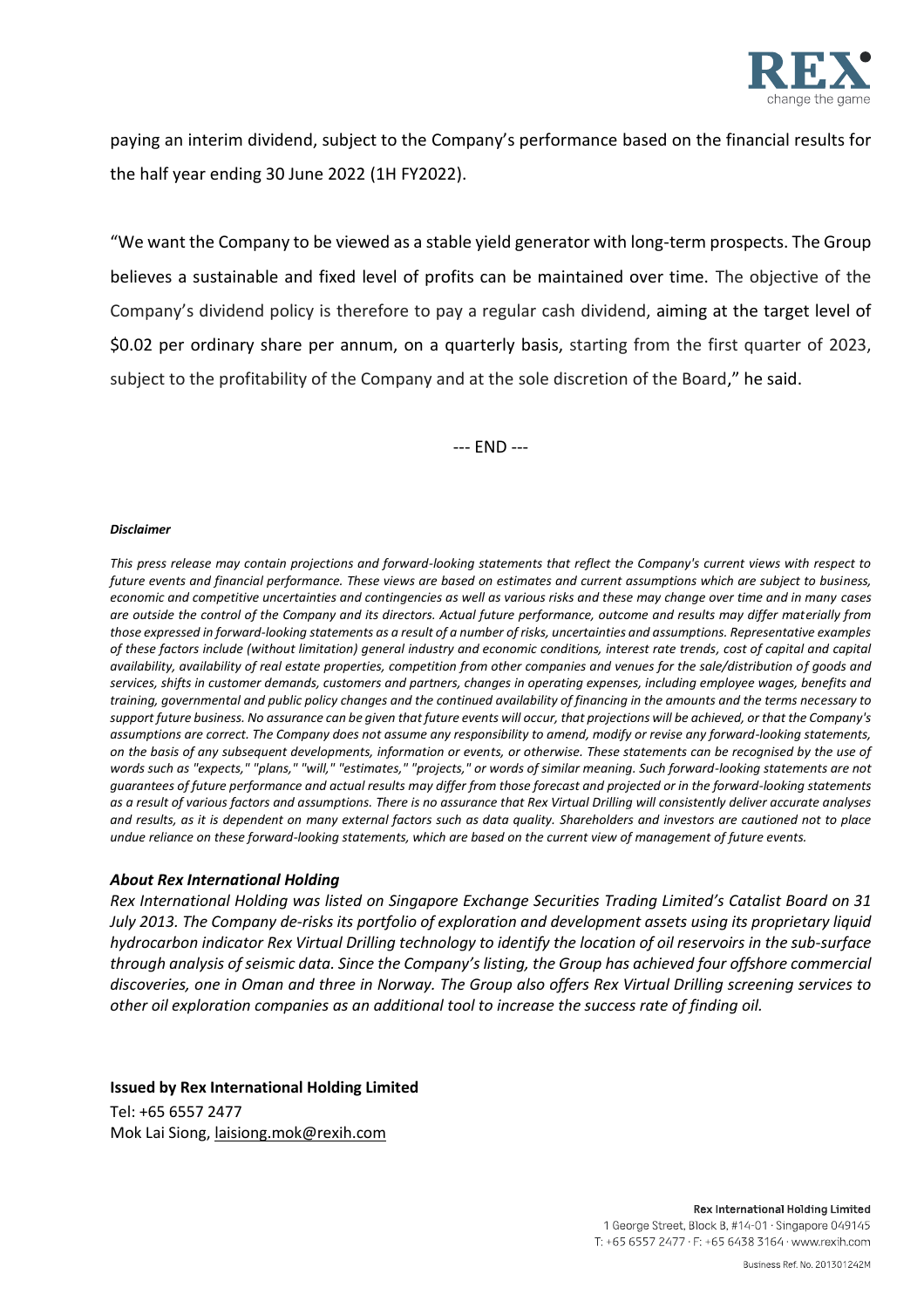paying an interim dividend, subject to the Company's performance based on the financial results for the half year ending 30 June 2022 (1H FY2022).

"We want the Company to be viewed as a stable yield generator with long-term prospects. The Group believes a sustainable and fixed level of profits can be maintained over time. The objective of the Company's dividend policy is therefore to pay a regular cash dividend, aiming at the target level of $0.02 per ordinary share per annum, on a quarterly basis, starting from the first quarter of 2023, subject to the profitability of the Company and at the sole discretion of the Board," he said.

--- END ---

***Disclaimer***

*This press release may contain projections and forward-looking statements that reflect the Company's current views with respect to future events and financial performance. These views are based on estimates and current assumptions which are subject to business, economic and competitive uncertainties and contingencies as well as various risks and these may change over time and in many cases are outside the control of the Company and its directors. Actual future performance, outcome and results may differ materially from those expressed in forward-looking statements as a result of a number of risks, uncertainties and assumptions. Representative examples of these factors include (without limitation) general industry and economic conditions, interest rate trends, cost of capital and capital availability, availability of real estate properties, competition from other companies and venues for the sale/distribution of goods and services, shifts in customer demands, customers and partners, changes in operating expenses, including employee wages, benefits and training, governmental and public policy changes and the continued availability of financing in the amounts and the terms necessary to support future business. No assurance can be given that future events will occur, that projections will be achieved, or that the Company's assumptions are correct. The Company does not assume any responsibility to amend, modify or revise any forward-looking statements, on the basis of any subsequent developments, information or events, or otherwise. These statements can be recognised by the use of words such as "expects," "plans," "will," "estimates," "projects," or words of similar meaning. Such forward-looking statements are not guarantees of future performance and actual results may differ from those forecast and projected or in the forward-looking statements as a result of various factors and assumptions. There is no assurance that Rex Virtual Drilling will consistently deliver accurate analyses and results, as it is dependent on many external factors such as data quality. Shareholders and investors are cautioned not to place undue reliance on these forward-looking statements, which are based on the current view of management of future events.*

***About Rex International Holding***

*Rex International Holding was listed on Singapore Exchange Securities Trading Limited's Catalist Board on 31 July 2013. The Company de-risks its portfolio of exploration and development assets using its proprietary liquid hydrocarbon indicator Rex Virtual Drilling technology to identify the location of oil reservoirs in the sub-surface through analysis of seismic data. Since the Company's listing, the Group has achieved four offshore commercial discoveries, one in Oman and three in Norway. The Group also offers Rex Virtual Drilling screening services to other oil exploration companies as an additional tool to increase the success rate of finding oil.*

**Issued by Rex International Holding Limited**

Tel: +65 6557 2477

Mok Lai Siong, laisiong.mok@rexih.com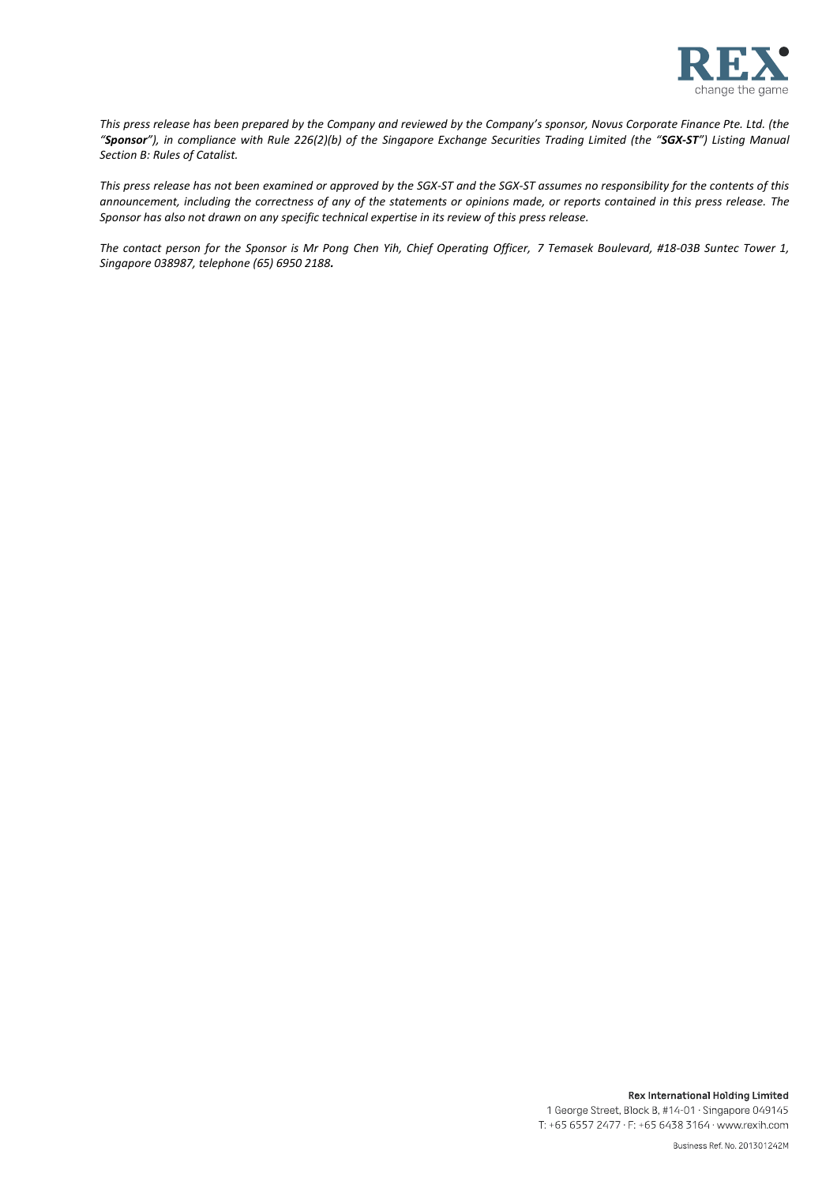*This press release has been prepared by the Company and reviewed by the Company's sponsor, Novus Corporate Finance Pte. Ltd. (the "**Sponsor**"), in compliance with Rule 226(2)(b) of the Singapore Exchange Securities Trading Limited (the "**SGX-ST**") Listing Manual Section B: Rules of Catalist.*

*This press release has not been examined or approved by the SGX-ST and the SGX-ST assumes no responsibility for the contents of this announcement, including the correctness of any of the statements or opinions made, or reports contained in this press release. The Sponsor has also not drawn on any specific technical expertise in its review of this press release.*

*The contact person for the Sponsor is Mr Pong Chen Yih, Chief Operating Officer, 7 Temasek Boulevard, #18-03B Suntec Tower 1, Singapore 038987, telephone (65) 6950 2188.*

**Rex International Holding Limited**
1 George Street, Block B, #14-01 · Singapore 049145
T: +65 6557 2477 · F: +65 6438 3164 · www.rexih.com

Business Ref. No. 201301242M